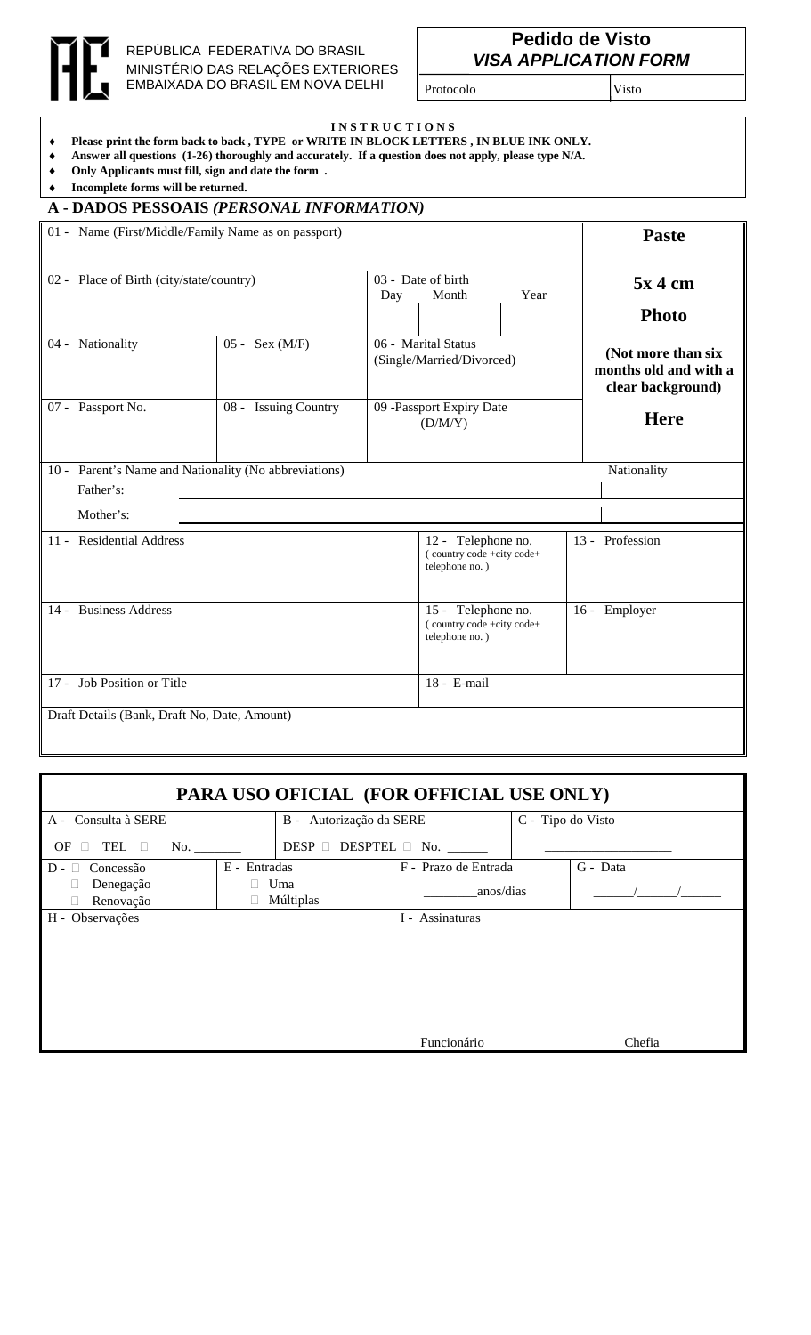REPÚBLICA FEDERATIVA DO BRASIL
MINISTÉRIO DAS RELAÇÕES EXTERIORES
EMBAIXADA DO BRASIL EM NOVA DELHI

# Pedido de Visto
## *VISA APPLICATION FORM*

| Protocolo | Visto |
|---|---|

**INSTRUCTIONS**

- **Please print the form back to back , TYPE or WRITE IN BLOCK LETTERS , IN BLUE INK ONLY.**
- **Answer all questions (1-26) thoroughly and accurately. If a question does not apply, please type N/A.**
- **Only Applicants must fill, sign and date the form .**
- **Incomplete forms will be returned.**

## A - DADOS PESSOAIS *(PERSONAL INFORMATION)*

| | | | | |
|---|---|---|---|---|
| 01 - Name (First/Middle/Family Name as on passport) | | | | **Paste 5x 4 cm Photo (Not more than six months old and with a clear background) Here** |
| 02 - Place of Birth (city/state/country) | | 03 - Date of birth Day / Month / Year | | |
| 04 - Nationality | 05 - Sex (M/F) | 06 - Marital Status (Single/Married/Divorced) | | |
| 07 - Passport No. | 08 - Issuing Country | 09 -Passport Expiry Date (D/M/Y) | | |

| 10 - Parent's Name and Nationality (No abbreviations) | Nationality |
|---|---|
| Father's: | |
| Mother's: | |

| | | |
|---|---|---|
| 11 - Residential Address | 12 - Telephone no. ( country code +city code+ telephone no. ) | 13 - Profession |
| 14 - Business Address | 15 - Telephone no. ( country code +city code+ telephone no. ) | 16 - Employer |
| 17 - Job Position or Title | 18 - E-mail | |
| Draft Details (Bank, Draft No, Date, Amount) | | |

## PARA USO OFICIAL (FOR OFFICIAL USE ONLY)

| | | | |
|---|---|---|---|
| A - Consulta à SERE<br>OF ☐ TEL ☐ No. _______ | B - Autorização da SERE<br>DESP ☐ DESPTEL ☐ No. ______ | C - Tipo do Visto<br>__________________ | |
| D - ☐ Concessão<br>☐ Denegação<br>☐ Renovação | E - Entradas<br>☐ Uma<br>☐ Múltiplas | F - Prazo de Entrada<br>________anos/dias | G - Data<br>______/______/______ |
| H - Observações | | I - Assinaturas<br><br>Funcionário | Chefia |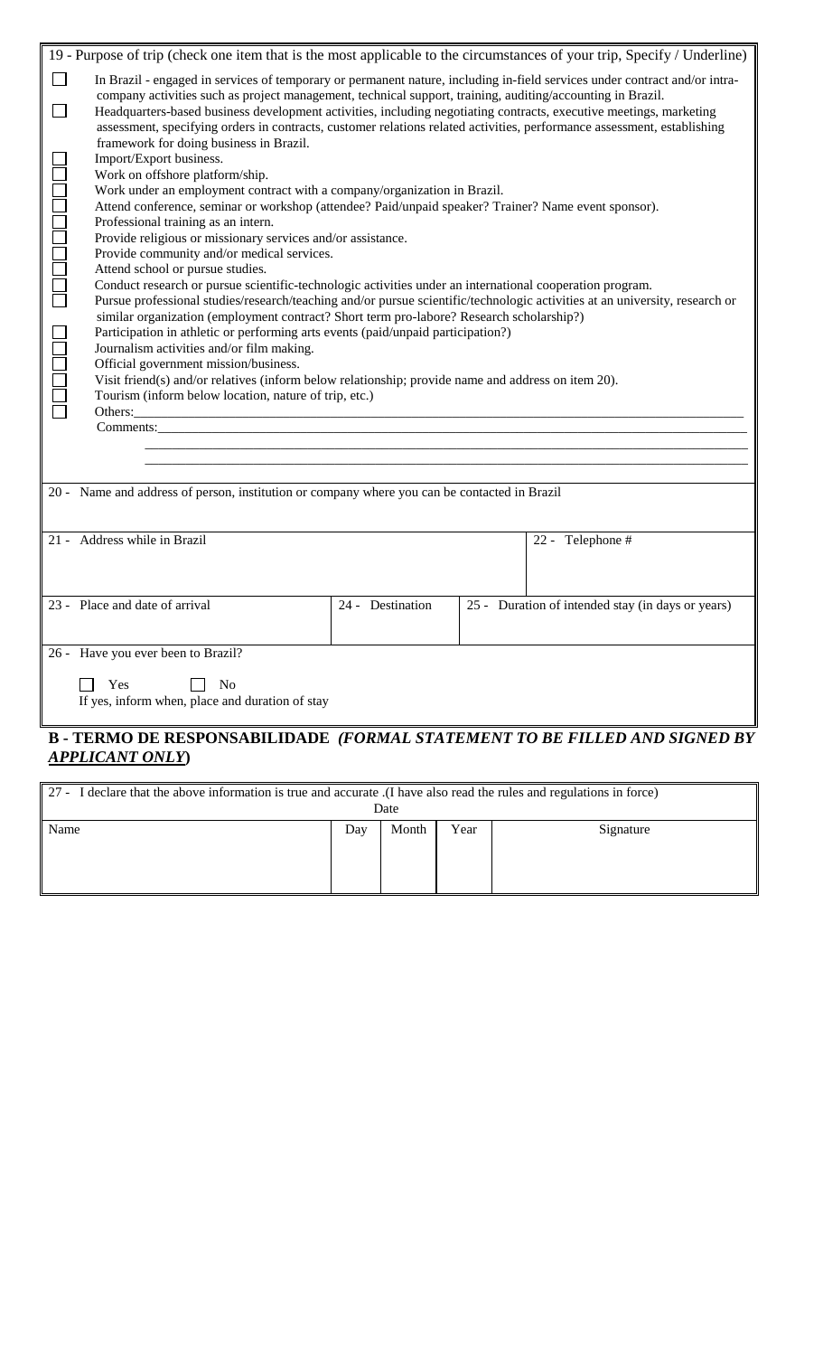19 - Purpose of trip (check one item that is the most applicable to the circumstances of your trip, Specify / Underline)

- ☐ In Brazil - engaged in services of temporary or permanent nature, including in-field services under contract and/or intra-company activities such as project management, technical support, training, auditing/accounting in Brazil.
- ☐ Headquarters-based business development activities, including negotiating contracts, executive meetings, marketing assessment, specifying orders in contracts, customer relations related activities, performance assessment, establishing framework for doing business in Brazil.
- ☐ Import/Export business.
- ☐ Work on offshore platform/ship.
- ☐ Work under an employment contract with a company/organization in Brazil.
- ☐ Attend conference, seminar or workshop (attendee? Paid/unpaid speaker? Trainer? Name event sponsor).
- ☐ Professional training as an intern.
- ☐ Provide religious or missionary services and/or assistance.
- ☐ Provide community and/or medical services.
- ☐ Attend school or pursue studies.
- ☐ Conduct research or pursue scientific-technologic activities under an international cooperation program.
- ☐ Pursue professional studies/research/teaching and/or pursue scientific/technologic activities at an university, research or similar organization (employment contract? Short term pro-labore? Research scholarship?)
- ☐ Participation in athletic or performing arts events (paid/unpaid participation?)
- ☐ Journalism activities and/or film making.
- ☐ Official government mission/business.
- ☐ Visit friend(s) and/or relatives (inform below relationship; provide name and address on item 20).
- ☐ Tourism (inform below location, nature of trip, etc.)
- ☐ Others:\_\_\_\_\_\_\_\_\_\_\_\_\_\_\_\_\_\_\_\_\_\_\_\_\_\_\_\_\_\_\_\_\_\_\_\_\_\_\_\_\_\_\_\_\_\_\_\_

Comments:\_\_\_\_\_\_\_\_\_\_\_\_\_\_\_\_\_\_\_\_\_\_\_\_\_\_\_\_\_\_\_\_\_\_\_\_\_\_\_\_\_\_\_\_\_\_\_\_

20 - Name and address of person, institution or company where you can be contacted in Brazil

| | |
|---|---|
| 21 - Address while in Brazil | 22 - Telephone # |

| | | |
|---|---|---|
| 23 - Place and date of arrival | 24 - Destination | 25 - Duration of intended stay (in days or years) |

26 - Have you ever been to Brazil?

☐ Yes ☐ No

If yes, inform when, place and duration of stay

## B - TERMO DE RESPONSABILIDADE *(FORMAL STATEMENT TO BE FILLED AND SIGNED BY __APPLICANT ONLY__)*

27 - I declare that the above information is true and accurate .(I have also read the rules and regulations in force)

| Name | Date: Day | Month | Year | Signature |
|---|---|---|---|---|
| | | | | |